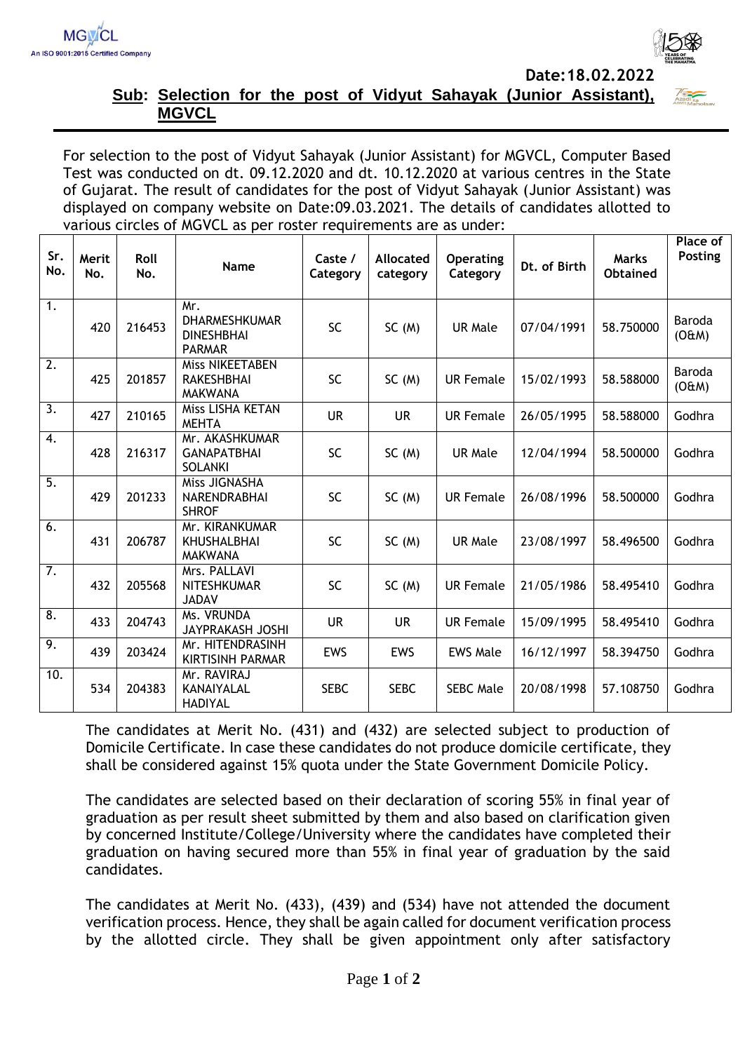Date:18.02.2022

**Sub: Selection for the post of Vidyut Sahayak (Junior Assistant), MGVCL**

For selection to the post of Vidyut Sahayak (Junior Assistant) for MGVCL, Computer Based Test was conducted on dt. 09.12.2020 and dt. 10.12.2020 at various centres in the State of Gujarat. The result of candidates for the post of Vidyut Sahayak (Junior Assistant) was displayed on company website on Date:09.03.2021. The details of candidates allotted to various circles of MGVCL as per roster requirements are as under:

| Sr. No. | Merit No. | Roll No. | Name | Caste / Category | Allocated category | Operating Category | Dt. of Birth | Marks Obtained | Place of Posting |
|---|---|---|---|---|---|---|---|---|---|
| 1. | 420 | 216453 | Mr. DHARMESHKUMAR DINESHBHAI PARMAR | SC | SC (M) | UR Male | 07/04/1991 | 58.750000 | Baroda (O&M) |
| 2. | 425 | 201857 | Miss NIKEETABEN RAKESHBHAI MAKWANA | SC | SC (M) | UR Female | 15/02/1993 | 58.588000 | Baroda (O&M) |
| 3. | 427 | 210165 | Miss LISHA KETAN MEHTA | UR | UR | UR Female | 26/05/1995 | 58.588000 | Godhra |
| 4. | 428 | 216317 | Mr. AKASHKUMAR GANAPATBHAI SOLANKI | SC | SC (M) | UR Male | 12/04/1994 | 58.500000 | Godhra |
| 5. | 429 | 201233 | Miss JIGNASHA NARENDRABHAI SHROF | SC | SC (M) | UR Female | 26/08/1996 | 58.500000 | Godhra |
| 6. | 431 | 206787 | Mr. KIRANKUMAR KHUSHALBHAI MAKWANA | SC | SC (M) | UR Male | 23/08/1997 | 58.496500 | Godhra |
| 7. | 432 | 205568 | Mrs. PALLAVI NITESHKUMAR JADAV | SC | SC (M) | UR Female | 21/05/1986 | 58.495410 | Godhra |
| 8. | 433 | 204743 | Ms. VRUNDA JAYPRAKASH JOSHI | UR | UR | UR Female | 15/09/1995 | 58.495410 | Godhra |
| 9. | 439 | 203424 | Mr. HITENDRASINH KIRTISINH PARMAR | EWS | EWS | EWS Male | 16/12/1997 | 58.394750 | Godhra |
| 10. | 534 | 204383 | Mr. RAVIRAJ KANAIYALAL HADIYAL | SEBC | SEBC | SEBC Male | 20/08/1998 | 57.108750 | Godhra |

The candidates at Merit No. (431) and (432) are selected subject to production of Domicile Certificate. In case these candidates do not produce domicile certificate, they shall be considered against 15% quota under the State Government Domicile Policy.

The candidates are selected based on their declaration of scoring 55% in final year of graduation as per result sheet submitted by them and also based on clarification given by concerned Institute/College/University where the candidates have completed their graduation on having secured more than 55% in final year of graduation by the said candidates.

The candidates at Merit No. (433), (439) and (534) have not attended the document verification process. Hence, they shall be again called for document verification process by the allotted circle. They shall be given appointment only after satisfactory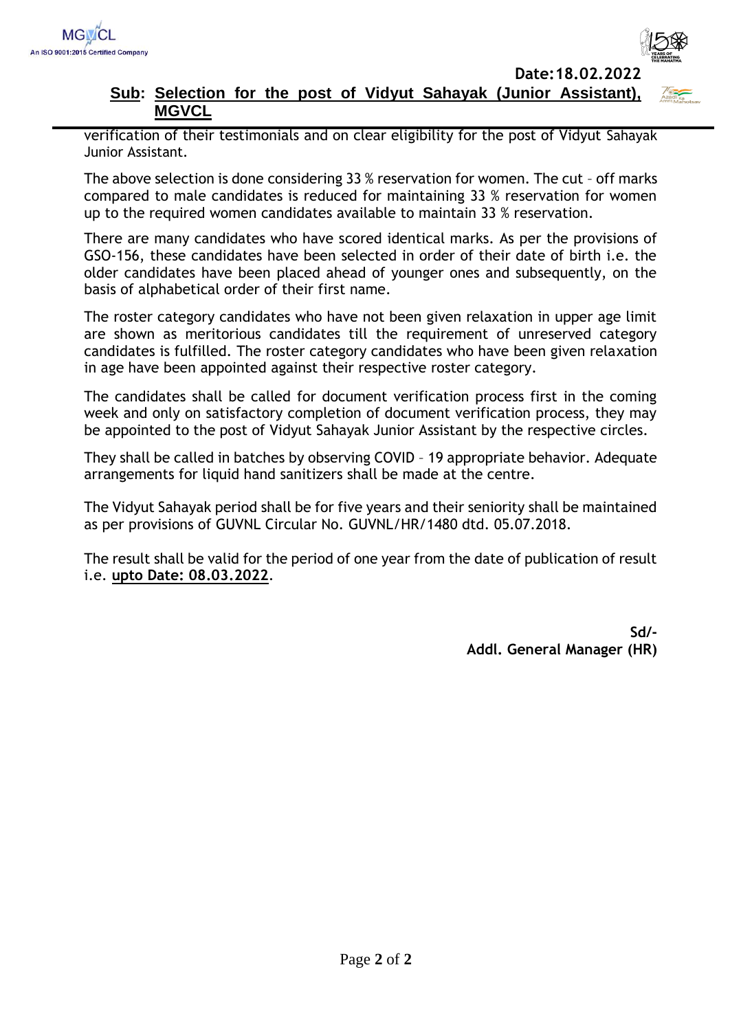Date:18.02.2022

**Sub: Selection for the post of Vidyut Sahayak (Junior Assistant), MGVCL**

verification of their testimonials and on clear eligibility for the post of Vidyut Sahayak Junior Assistant.

The above selection is done considering 33 % reservation for women. The cut – off marks compared to male candidates is reduced for maintaining 33 % reservation for women up to the required women candidates available to maintain 33 % reservation.

There are many candidates who have scored identical marks. As per the provisions of GSO-156, these candidates have been selected in order of their date of birth i.e. the older candidates have been placed ahead of younger ones and subsequently, on the basis of alphabetical order of their first name.

The roster category candidates who have not been given relaxation in upper age limit are shown as meritorious candidates till the requirement of unreserved category candidates is fulfilled. The roster category candidates who have been given relaxation in age have been appointed against their respective roster category.

The candidates shall be called for document verification process first in the coming week and only on satisfactory completion of document verification process, they may be appointed to the post of Vidyut Sahayak Junior Assistant by the respective circles.

They shall be called in batches by observing COVID – 19 appropriate behavior. Adequate arrangements for liquid hand sanitizers shall be made at the centre.

The Vidyut Sahayak period shall be for five years and their seniority shall be maintained as per provisions of GUVNL Circular No. GUVNL/HR/1480 dtd. 05.07.2018.

The result shall be valid for the period of one year from the date of publication of result i.e. **upto Date: 08.03.2022**.

**Sd/-**
**Addl. General Manager (HR)**